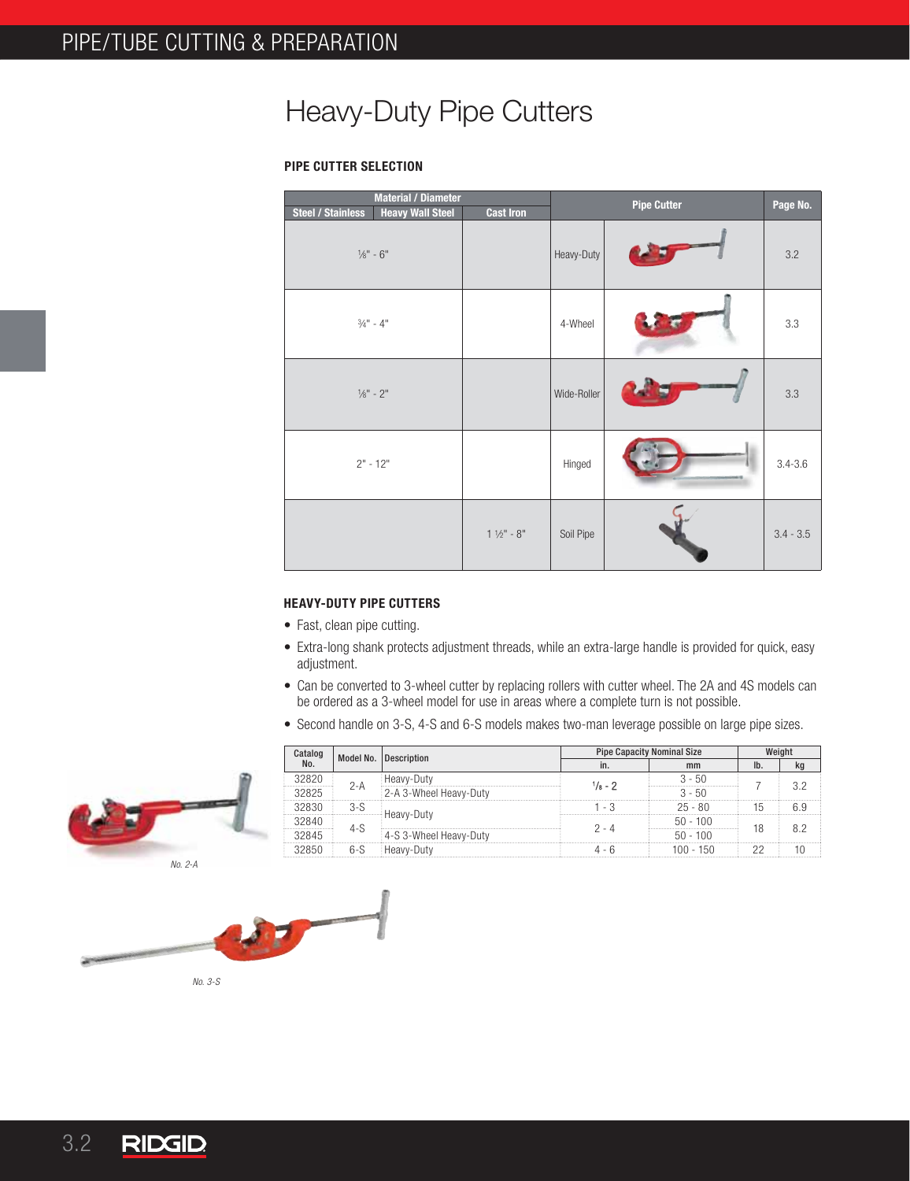# Heavy-Duty Pipe Cutters

### PIPE CUTTER SELECTION

| Material / Diameter | | | Pipe Cutter | | Page No. |
|---|---|---|---|---|---|
| Steel / Stainless | Heavy Wall Steel | Cast Iron | | | |
| ⅛" - 6" | | | Heavy-Duty | | 3.2 |
| ¾" - 4" | | | 4-Wheel | | 3.3 |
| ⅛" - 2" | | | Wide-Roller | | 3.3 |
| 2" - 12" | | | Hinged | | 3.4-3.6 |
| | | 1 ½" - 8" | Soil Pipe | | 3.4 - 3.5 |

### HEAVY-DUTY PIPE CUTTERS

- Fast, clean pipe cutting.
- Extra-long shank protects adjustment threads, while an extra-large handle is provided for quick, easy adjustment.
- Can be converted to 3-wheel cutter by replacing rollers with cutter wheel. The 2A and 4S models can be ordered as a 3-wheel model for use in areas where a complete turn is not possible.
- Second handle on 3-S, 4-S and 6-S models makes two-man leverage possible on large pipe sizes.

| Catalog No. | Model No. | Description | Pipe Capacity Nominal Size | | Weight | |
|---|---|---|---|---|---|---|
| | | | in. | mm | lb. | kg |
| 32820 | 2-A | Heavy-Duty | ⅛ - 2 | 3 - 50 | 7 | 3.2 |
| 32825 | 2-A | 2-A 3-Wheel Heavy-Duty | ⅛ - 2 | 3 - 50 | 7 | 3.2 |
| 32830 | 3-S | Heavy-Duty | 1 - 3 | 25 - 80 | 15 | 6.9 |
| 32840 | 4-S | Heavy-Duty | 2 - 4 | 50 - 100 | 18 | 8.2 |
| 32845 | 4-S | 4-S 3-Wheel Heavy-Duty | 2 - 4 | 50 - 100 | 18 | 8.2 |
| 32850 | 6-S | Heavy-Duty | 4 - 6 | 100 - 150 | 22 | 10 |

No. 2-A

No. 3-S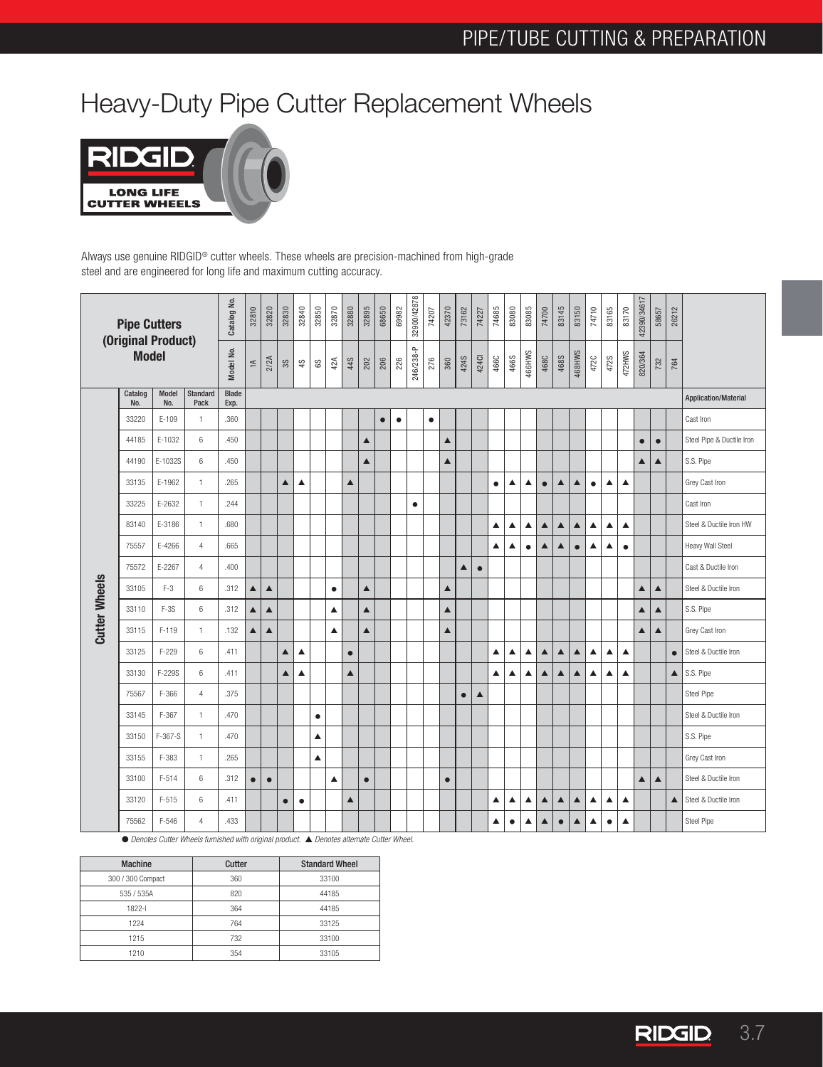# Heavy-Duty Pipe Cutter Replacement Wheels

**RIDGID**
**LONG LIFE CUTTER WHEELS**

Always use genuine RIDGID® cutter wheels. These wheels are precision-machined from high-grade steel and are engineered for long life and maximum cutting accuracy.

| Pipe Cutters (Original Product) Model | | | Catalog No. | 32810 | 32820 | 32830 | 32840 | 32850 | 32870 | 32880 | 32895 | 68650 | 69982 | 32900/42878 | 74207 | 42370 | 73162 | 74227 | 74685 | 83080 | 83085 | 74700 | 83145 | 83150 | 74710 | 83165 | 83170 | 42390/34617 | 58657 | 26212 | |
|---|---|---|---|---|---|---|---|---|---|---|---|---|---|---|---|---|---|---|---|---|---|---|---|---|---|---|---|---|---|---|---|
| | | | Model No. | 1A | 2/2A | 3S | 4S | 6S | 42A | 44S | 202 | 206 | 226 | 246/238-P | 276 | 360 | 424S | 424CI | 466C | 466S | 466HWS | 468C | 468S | 468HWS | 472C | 472S | 472HWS | 820/364 | 732 | 764 | |
| **Cutter Wheels** Catalog No. | Model No. | Standard Pack | Blade Exp. | | | | | | | | | | | | | | | | | | | | | | | | | | | | Application/Material |
| 33220 | E-109 | 1 | .360 | | | | | | | | | ● | ● | | ● | | | | | | | | | | | | | | | | Cast Iron |
| 44185 | E-1032 | 6 | .450 | | | | | | | | ▲ | | | | | ▲ | | | | | | | | | | | | ● | ● | | Steel Pipe & Ductile Iron |
| 44190 | E-1032S | 6 | .450 | | | | | | | | ▲ | | | | | ▲ | | | | | | | | | | | | ▲ | ▲ | | S.S. Pipe |
| 33135 | E-1962 | 1 | .265 | | | ▲ | ▲ | | | ▲ | | | | | | | | | ● | ▲ | ▲ | ● | ▲ | ▲ | ● | ▲ | ▲ | | | | Grey Cast Iron |
| 33225 | E-2632 | 1 | .244 | | | | | | | | | | | ● | | | | | | | | | | | | | | | | | Cast Iron |
| 83140 | E-3186 | 1 | .680 | | | | | | | | | | | | | | | | ▲ | ▲ | ▲ | ▲ | ▲ | ▲ | ▲ | ▲ | ▲ | | | | Steel & Ductile Iron HW |
| 75557 | E-4266 | 4 | .665 | | | | | | | | | | | | | | | | ▲ | ▲ | ● | ▲ | ▲ | ● | ▲ | ▲ | ● | | | | Heavy Wall Steel |
| 75572 | E-2267 | 4 | .400 | | | | | | | | | | | | | | ▲ | ● | | | | | | | | | | | | | Cast & Ductile Iron |
| 33105 | F-3 | 6 | .312 | ▲ | ▲ | | | | ● | | ▲ | | | | | ▲ | | | | | | | | | | | | ▲ | ▲ | | Steel & Ductile Iron |
| 33110 | F-3S | 6 | .312 | ▲ | ▲ | | | | ▲ | | ▲ | | | | | ▲ | | | | | | | | | | | | ▲ | ▲ | | S.S. Pipe |
| 33115 | F-119 | 1 | .132 | ▲ | ▲ | | | | ▲ | | ▲ | | | | | ▲ | | | | | | | | | | | | ▲ | ▲ | | Grey Cast Iron |
| 33125 | F-229 | 6 | .411 | | | ▲ | ▲ | | | ● | | | | | | | | | ▲ | ▲ | ▲ | ▲ | ▲ | ▲ | ▲ | ▲ | ▲ | | | ● | Steel & Ductile Iron |
| 33130 | F-229S | 6 | .411 | | | ▲ | ▲ | | | ▲ | | | | | | | | | ▲ | ▲ | ▲ | ▲ | ▲ | ▲ | ▲ | ▲ | ▲ | | | ▲ | S.S. Pipe |
| 75567 | F-366 | 4 | .375 | | | | | | | | | | | | | | ● | ▲ | | | | | | | | | | | | | Steel Pipe |
| 33145 | F-367 | 1 | .470 | | | | | ● | | | | | | | | | | | | | | | | | | | | | | | Steel & Ductile Iron |
| 33150 | F-367-S | 1 | .470 | | | | | ▲ | | | | | | | | | | | | | | | | | | | | | | | S.S. Pipe |
| 33155 | F-383 | 1 | .265 | | | | | ▲ | | | | | | | | | | | | | | | | | | | | | | | Grey Cast Iron |
| 33100 | F-514 | 6 | .312 | ● | ● | | | | ▲ | | ● | | | | | ● | | | | | | | | | | | | ▲ | ▲ | | Steel & Ductile Iron |
| 33120 | F-515 | 6 | .411 | | | ● | ● | | | ▲ | | | | | | | | | ▲ | ▲ | ▲ | ▲ | ▲ | ▲ | ▲ | ▲ | ▲ | | | ▲ | Steel & Ductile Iron |
| 75562 | F-546 | 4 | .433 | | | | | | | | | | | | | | | | ▲ | ● | ▲ | ▲ | ● | ▲ | ▲ | ● | ▲ | | | | Steel Pipe |

*● Denotes Cutter Wheels furnished with original product. ▲ Denotes alternate Cutter Wheel.*

| Machine | Cutter | Standard Wheel |
|---|---|---|
| 300 / 300 Compact | 360 | 33100 |
| 535 / 535A | 820 | 44185 |
| 1822-I | 364 | 44185 |
| 1224 | 764 | 33125 |
| 1215 | 732 | 33100 |
| 1210 | 354 | 33105 |